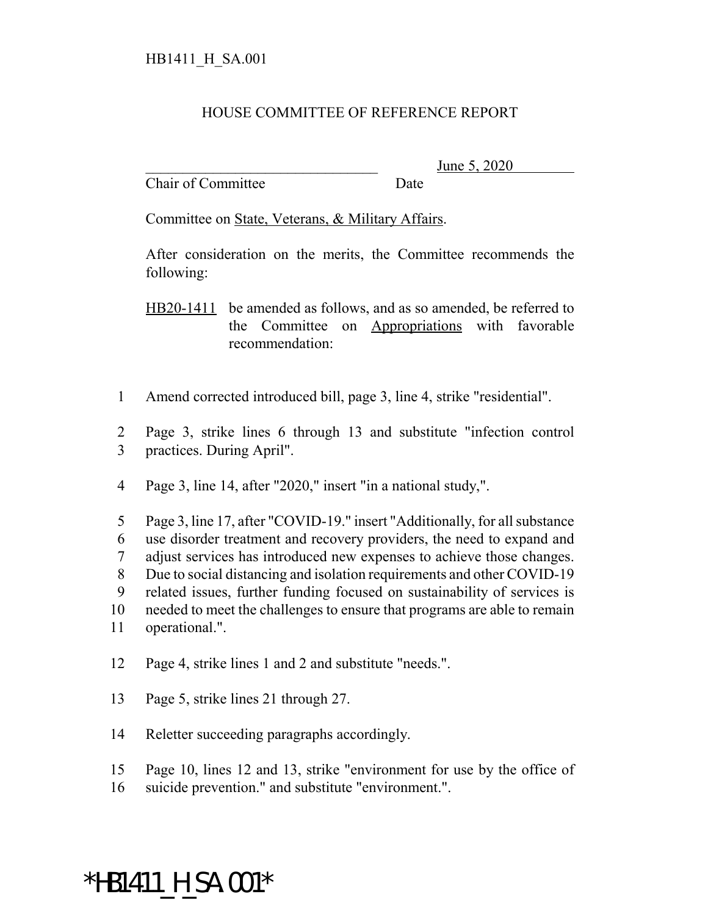HB1411_H_SA.001

# HOUSE COMMITTEE OF REFERENCE REPORT

_______________________________ June 5, 2020
Chair of Committee Date

Committee on State, Veterans, & Military Affairs.

After consideration on the merits, the Committee recommends the following:

HB20-1411 be amended as follows, and as so amended, be referred to the Committee on Appropriations with favorable recommendation:

1 Amend corrected introduced bill, page 3, line 4, strike "residential".

2 Page 3, strike lines 6 through 13 and substitute "infection control
3 practices. During April".

4 Page 3, line 14, after "2020," insert "in a national study,".

5 Page 3, line 17, after "COVID-19." insert "Additionally, for all substance
6 use disorder treatment and recovery providers, the need to expand and
7 adjust services has introduced new expenses to achieve those changes.
8 Due to social distancing and isolation requirements and other COVID-19
9 related issues, further funding focused on sustainability of services is
10 needed to meet the challenges to ensure that programs are able to remain
11 operational.".

12 Page 4, strike lines 1 and 2 and substitute "needs.".

13 Page 5, strike lines 21 through 27.

14 Reletter succeeding paragraphs accordingly.

15 Page 10, lines 12 and 13, strike "environment for use by the office of
16 suicide prevention." and substitute "environment.".

*HB1411_H_SA.001*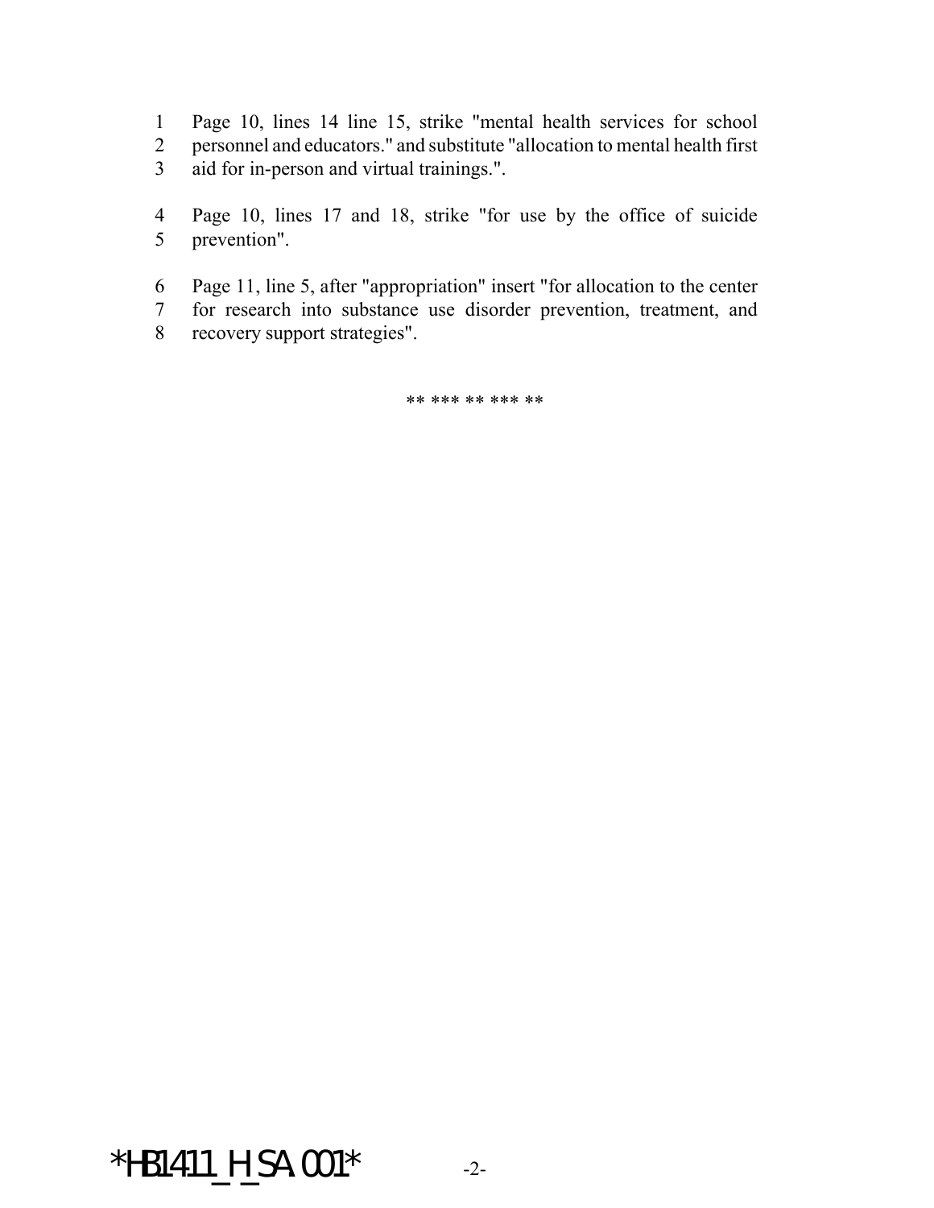Page 10, lines 14 line 15, strike "mental health services for school personnel and educators." and substitute "allocation to mental health first aid for in-person and virtual trainings.".

Page 10, lines 17 and 18, strike "for use by the office of suicide prevention".

Page 11, line 5, after "appropriation" insert "for allocation to the center for research into substance use disorder prevention, treatment, and recovery support strategies".

** *** ** *** **

*HB1411_H_SA.001*